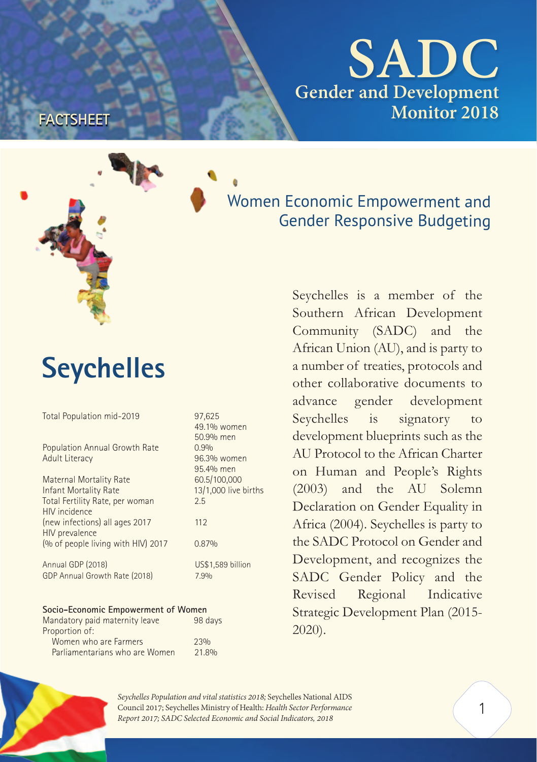FACTSHEET

# SADC Gender and Development Monitor 2018

## Women Economic Empowerment and Gender Responsive Budgeting

# Seychelles

| | |
|---|---|
| Total Population mid-2019 | 97,625<br>49.1% women<br>50.9% men |
| Population Annual Growth Rate | 0.9% |
| Adult Literacy | 96.3% women<br>95.4% men |
| Maternal Mortality Rate | 60.5/100,000 |
| Infant Mortality Rate | 13/1,000 live births |
| Total Fertility Rate, per woman | 2.5 |
| HIV incidence (new infections) all ages 2017 | 112 |
| HIV prevalence (% of people living with HIV) 2017 | 0.87% |
| Annual GDP (2018) | US$1,589 billion |
| GDP Annual Growth Rate (2018) | 7.9% |

**Socio-Economic Empowerment of Women**

| | |
|---|---|
| Mandatory paid maternity leave | 98 days |
| Proportion of: | |
| Women who are Farmers | 23% |
| Parliamentarians who are Women | 21.8% |

Seychelles is a member of the Southern African Development Community (SADC) and the African Union (AU), and is party to a number of treaties, protocols and other collaborative documents to advance gender development Seychelles is signatory to development blueprints such as the AU Protocol to the African Charter on Human and People's Rights (2003) and the AU Solemn Declaration on Gender Equality in Africa (2004). Seychelles is party to the SADC Protocol on Gender and Development, and recognizes the SADC Gender Policy and the Revised Regional Indicative Strategic Development Plan (2015-2020).

*Seychelles Population and vital statistics 2018;* Seychelles National AIDS Council 2017; Seychelles Ministry of Health: *Health Sector Performance Report 2017; SADC Selected Economic and Social Indicators, 2018*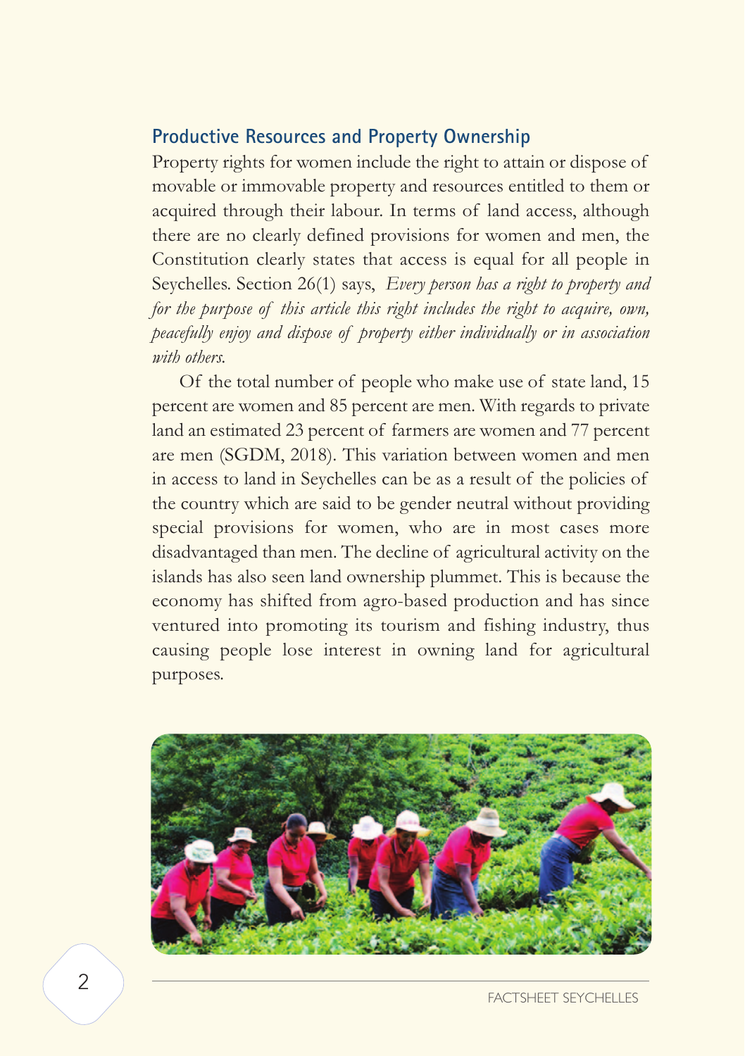## Productive Resources and Property Ownership

Property rights for women include the right to attain or dispose of movable or immovable property and resources entitled to them or acquired through their labour. In terms of land access, although there are no clearly defined provisions for women and men, the Constitution clearly states that access is equal for all people in Seychelles. Section 26(1) says, *Every person has a right to property and for the purpose of this article this right includes the right to acquire, own, peacefully enjoy and dispose of property either individually or in association with others.*

Of the total number of people who make use of state land, 15 percent are women and 85 percent are men. With regards to private land an estimated 23 percent of farmers are women and 77 percent are men (SGDM, 2018). This variation between women and men in access to land in Seychelles can be as a result of the policies of the country which are said to be gender neutral without providing special provisions for women, who are in most cases more disadvantaged than men. The decline of agricultural activity on the islands has also seen land ownership plummet. This is because the economy has shifted from agro-based production and has since ventured into promoting its tourism and fishing industry, thus causing people lose interest in owning land for agricultural purposes.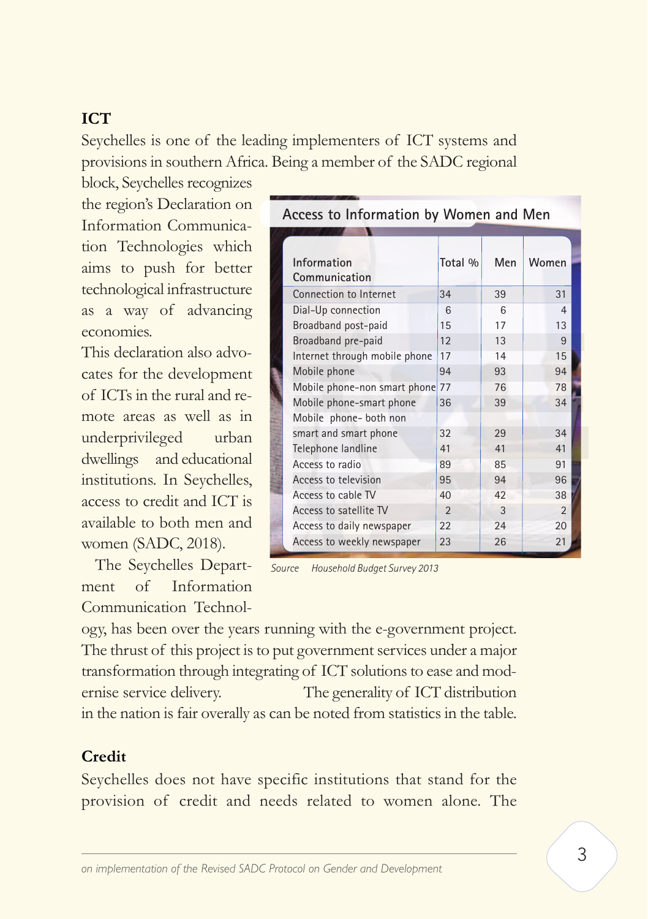## ICT

Seychelles is one of the leading implementers of ICT systems and provisions in southern Africa. Being a member of the SADC regional block, Seychelles recognizes the region's Declaration on Information Communication Technologies which aims to push for better technological infrastructure as a way of advancing economies.

This declaration also advocates for the development of ICTs in the rural and remote areas as well as in underprivileged urban dwellings and educational institutions. In Seychelles, access to credit and ICT is available to both men and women (SADC, 2018).

**Access to Information by Women and Men**

| Information Communication | Total % | Men | Women |
|---|---|---|---|
| Connection to Internet | 34 | 39 | 31 |
| Dial-Up connection | 6 | 6 | 4 |
| Broadband post-paid | 15 | 17 | 13 |
| Broadband pre-paid | 12 | 13 | 9 |
| Internet through mobile phone | 17 | 14 | 15 |
| Mobile phone | 94 | 93 | 94 |
| Mobile phone-non smart phone | 77 | 76 | 78 |
| Mobile phone-smart phone | 36 | 39 | 34 |
| Mobile phone- both non smart and smart phone | 32 | 29 | 34 |
| Telephone landline | 41 | 41 | 41 |
| Access to radio | 89 | 85 | 91 |
| Access to television | 95 | 94 | 96 |
| Access to cable TV | 40 | 42 | 38 |
| Access to satellite TV | 2 | 3 | 2 |
| Access to daily newspaper | 22 | 24 | 20 |
| Access to weekly newspaper | 23 | 26 | 21 |

*Source Household Budget Survey 2013*

The Seychelles Department of Information Communication Technology, has been over the years running with the e-government project. The thrust of this project is to put government services under a major transformation through integrating of ICT solutions to ease and modernise service delivery. The generality of ICT distribution in the nation is fair overally as can be noted from statistics in the table.

## Credit

Seychelles does not have specific institutions that stand for the provision of credit and needs related to women alone. The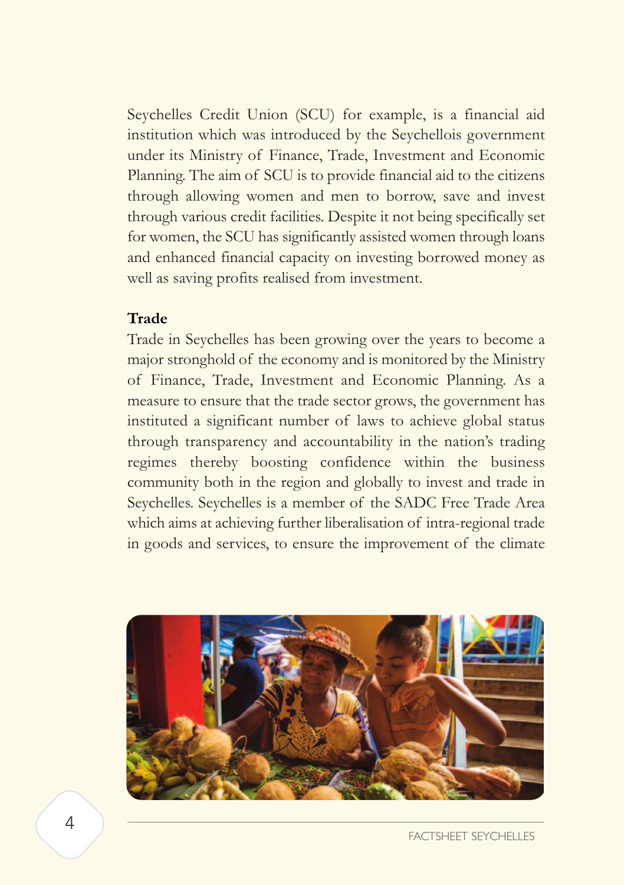Seychelles Credit Union (SCU) for example, is a financial aid institution which was introduced by the Seychellois government under its Ministry of Finance, Trade, Investment and Economic Planning. The aim of SCU is to provide financial aid to the citizens through allowing women and men to borrow, save and invest through various credit facilities. Despite it not being specifically set for women, the SCU has significantly assisted women through loans and enhanced financial capacity on investing borrowed money as well as saving profits realised from investment.

**Trade**

Trade in Seychelles has been growing over the years to become a major stronghold of the economy and is monitored by the Ministry of Finance, Trade, Investment and Economic Planning. As a measure to ensure that the trade sector grows, the government has instituted a significant number of laws to achieve global status through transparency and accountability in the nation's trading regimes thereby boosting confidence within the business community both in the region and globally to invest and trade in Seychelles. Seychelles is a member of the SADC Free Trade Area which aims at achieving further liberalisation of intra-regional trade in goods and services, to ensure the improvement of the climate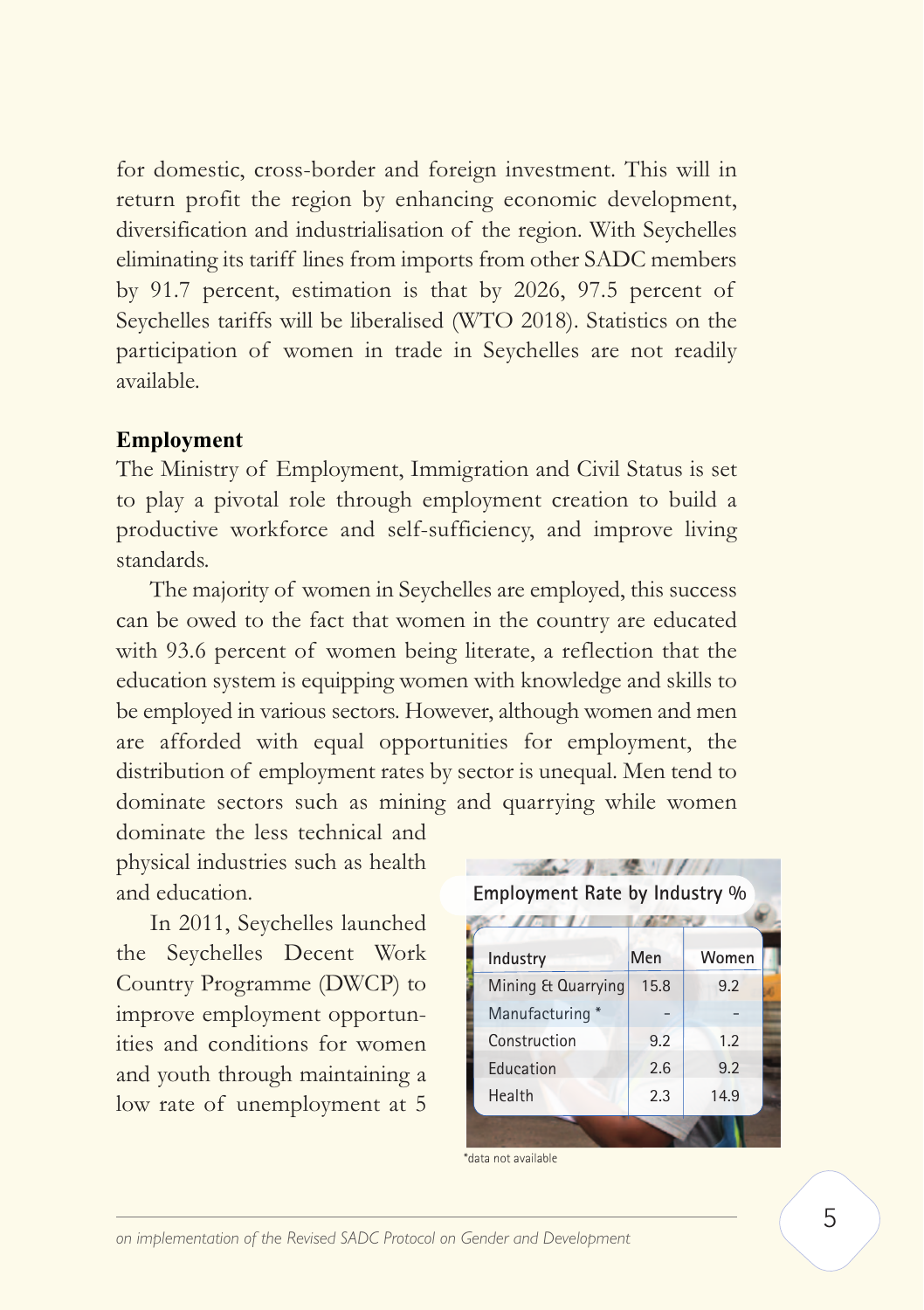for domestic, cross-border and foreign investment. This will in return profit the region by enhancing economic development, diversification and industrialisation of the region. With Seychelles eliminating its tariff lines from imports from other SADC members by 91.7 percent, estimation is that by 2026, 97.5 percent of Seychelles tariffs will be liberalised (WTO 2018). Statistics on the participation of women in trade in Seychelles are not readily available.

**Employment**

The Ministry of Employment, Immigration and Civil Status is set to play a pivotal role through employment creation to build a productive workforce and self-sufficiency, and improve living standards.

The majority of women in Seychelles are employed, this success can be owed to the fact that women in the country are educated with 93.6 percent of women being literate, a reflection that the education system is equipping women with knowledge and skills to be employed in various sectors. However, although women and men are afforded with equal opportunities for employment, the distribution of employment rates by sector is unequal. Men tend to dominate sectors such as mining and quarrying while women dominate the less technical and physical industries such as health and education.

In 2011, Seychelles launched the Seychelles Decent Work Country Programme (DWCP) to improve employment opportunities and conditions for women and youth through maintaining a low rate of unemployment at 5

**Employment Rate by Industry %**

| Industry | Men | Women |
|---|---|---|
| Mining & Quarrying | 15.8 | 9.2 |
| Manufacturing * | - | - |
| Construction | 9.2 | 1.2 |
| Education | 2.6 | 9.2 |
| Health | 2.3 | 14.9 |

*data not available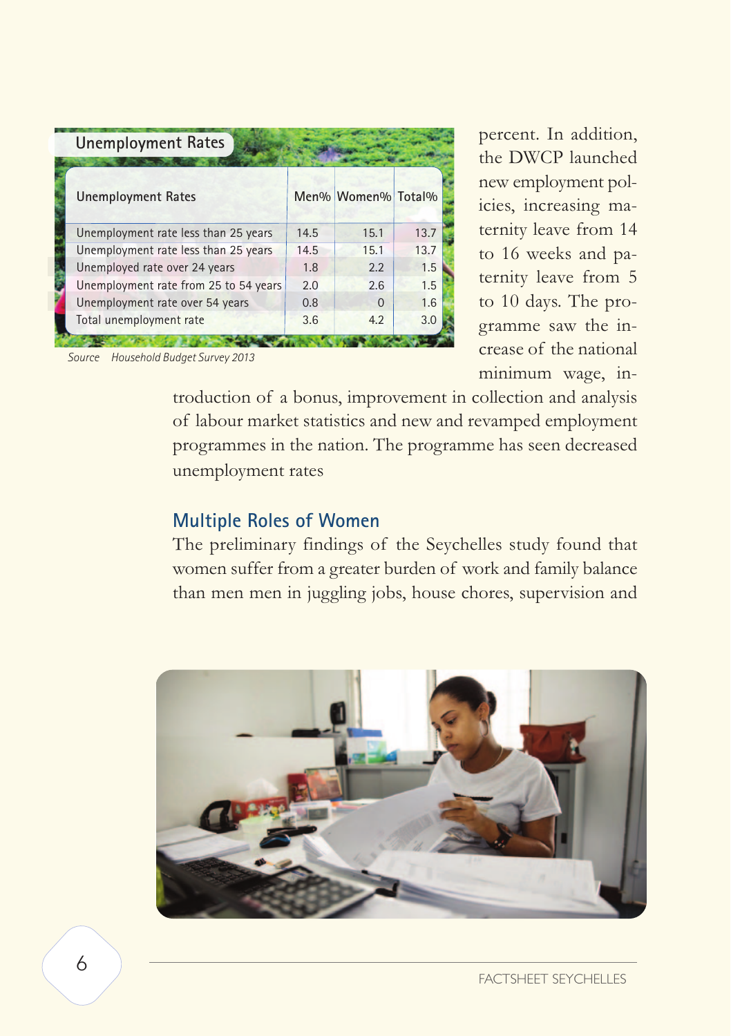| Unemployment Rates | Men% | Women% | Total% |
|---|---|---|---|
| Unemployment rate less than 25 years | 14.5 | 15.1 | 13.7 |
| Unemployment rate less than 25 years | 14.5 | 15.1 | 13.7 |
| Unemployed rate over 24 years | 1.8 | 2.2 | 1.5 |
| Unemployment rate from 25 to 54 years | 2.0 | 2.6 | 1.5 |
| Unemployment rate over 54 years | 0.8 | 0 | 1.6 |
| Total unemployment rate | 3.6 | 4.2 | 3.0 |

*Source Household Budget Survey 2013*

percent. In addition, the DWCP launched new employment policies, increasing maternity leave from 14 to 16 weeks and paternity leave from 5 to 10 days. The programme saw the increase of the national minimum wage, introduction of a bonus, improvement in collection and analysis of labour market statistics and new and revamped employment programmes in the nation. The programme has seen decreased unemployment rates

## Multiple Roles of Women

The preliminary findings of the Seychelles study found that women suffer from a greater burden of work and family balance than men men in juggling jobs, house chores, supervision and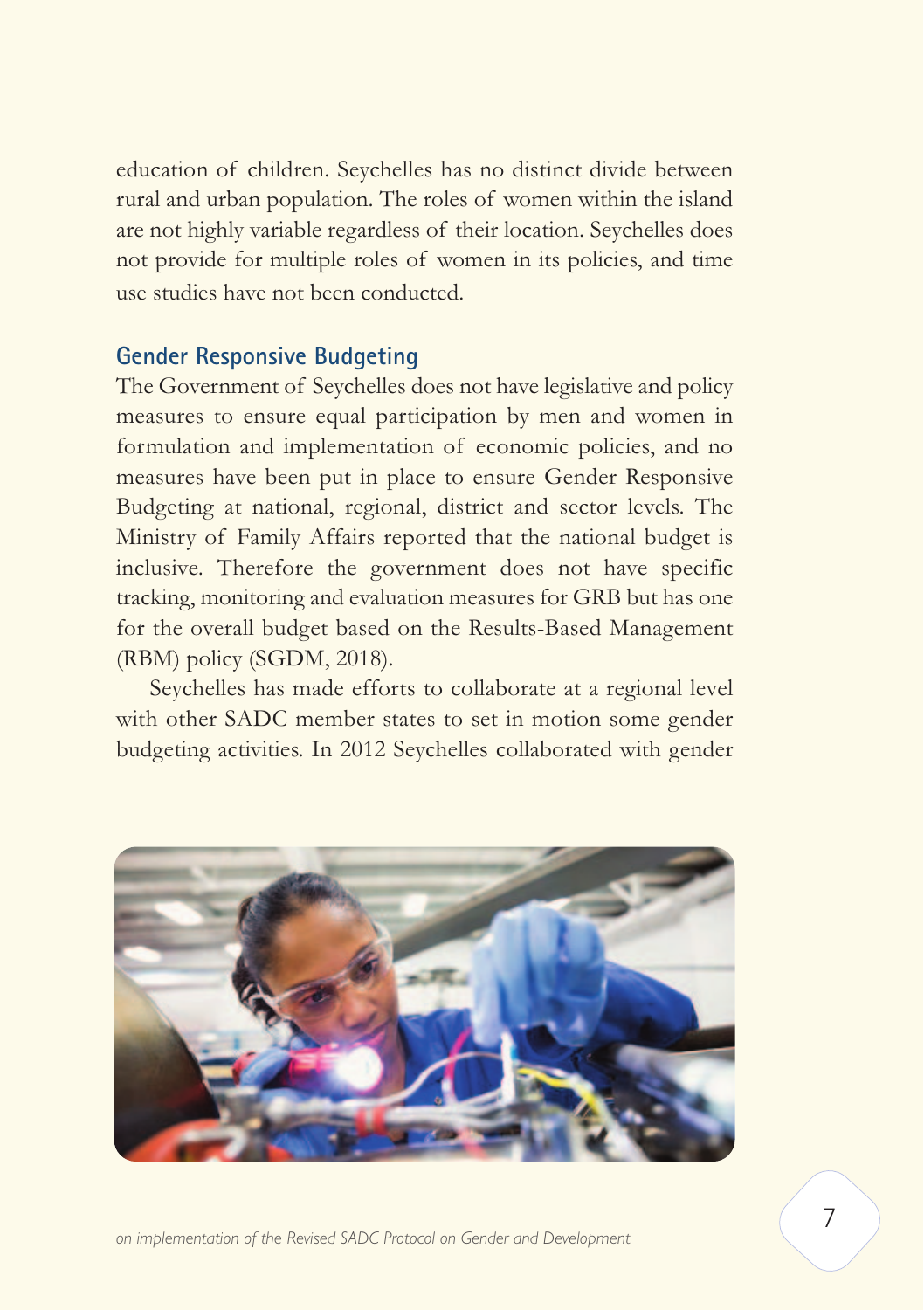education of children. Seychelles has no distinct divide between rural and urban population. The roles of women within the island are not highly variable regardless of their location. Seychelles does not provide for multiple roles of women in its policies, and time use studies have not been conducted.

## Gender Responsive Budgeting

The Government of Seychelles does not have legislative and policy measures to ensure equal participation by men and women in formulation and implementation of economic policies, and no measures have been put in place to ensure Gender Responsive Budgeting at national, regional, district and sector levels. The Ministry of Family Affairs reported that the national budget is inclusive. Therefore the government does not have specific tracking, monitoring and evaluation measures for GRB but has one for the overall budget based on the Results-Based Management (RBM) policy (SGDM, 2018).

Seychelles has made efforts to collaborate at a regional level with other SADC member states to set in motion some gender budgeting activities. In 2012 Seychelles collaborated with gender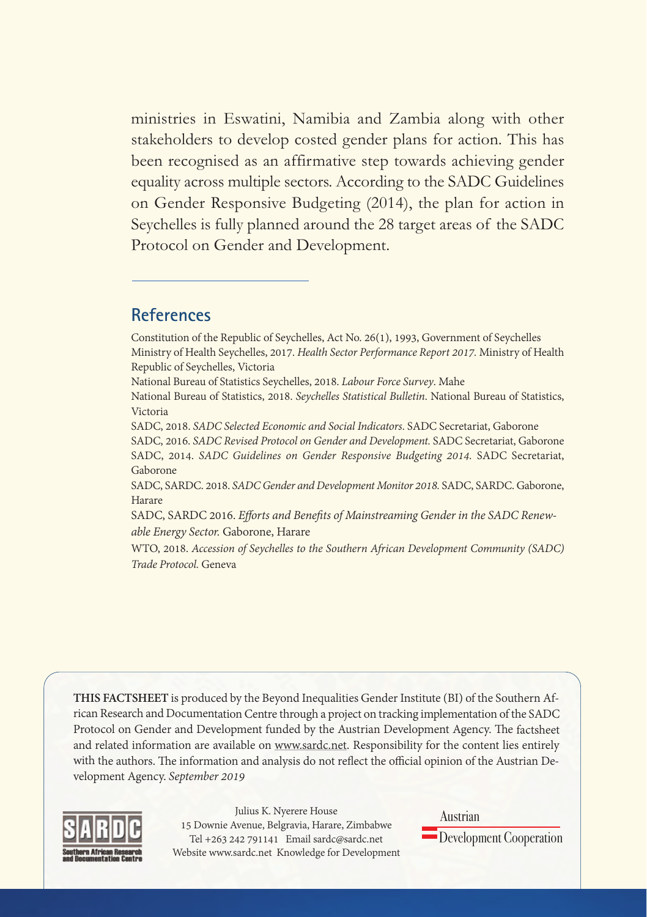ministries in Eswatini, Namibia and Zambia along with other stakeholders to develop costed gender plans for action. This has been recognised as an affirmative step towards achieving gender equality across multiple sectors. According to the SADC Guidelines on Gender Responsive Budgeting (2014), the plan for action in Seychelles is fully planned around the 28 target areas of the SADC Protocol on Gender and Development.

## References

Constitution of the Republic of Seychelles, Act No. 26(1), 1993, Government of Seychelles

Ministry of Health Seychelles, 2017. *Health Sector Performance Report 2017.* Ministry of Health Republic of Seychelles, Victoria

National Bureau of Statistics Seychelles, 2018. *Labour Force Survey*. Mahe

National Bureau of Statistics, 2018. *Seychelles Statistical Bulletin*. National Bureau of Statistics, Victoria

SADC, 2018. *SADC Selected Economic and Social Indicators*. SADC Secretariat, Gaborone

SADC, 2016. *SADC Revised Protocol on Gender and Development.* SADC Secretariat, Gaborone

SADC, 2014. *SADC Guidelines on Gender Responsive Budgeting 2014*. SADC Secretariat, Gaborone

SADC, SARDC. 2018. *SADC Gender and Development Monitor 2018.* SADC, SARDC. Gaborone, Harare

SADC, SARDC 2016. *Efforts and Benefits of Mainstreaming Gender in the SADC Renewable Energy Sector.* Gaborone, Harare

WTO, 2018. *Accession of Seychelles to the Southern African Development Community (SADC) Trade Protocol.* Geneva

**THIS FACTSHEET** is produced by the Beyond Inequalities Gender Institute (BI) of the Southern African Research and Documentation Centre through a project on tracking implementation of the SADC Protocol on Gender and Development funded by the Austrian Development Agency. The factsheet and related information are available on www.sardc.net. Responsibility for the content lies entirely with the authors. The information and analysis do not reflect the official opinion of the Austrian Development Agency. *September 2019*

SARDC
Southern African Research and Documentation Centre

Julius K. Nyerere House
15 Downie Avenue, Belgravia, Harare, Zimbabwe
Tel +263 242 791141 Email sardc@sardc.net
Website www.sardc.net Knowledge for Development

Austrian
Development Cooperation